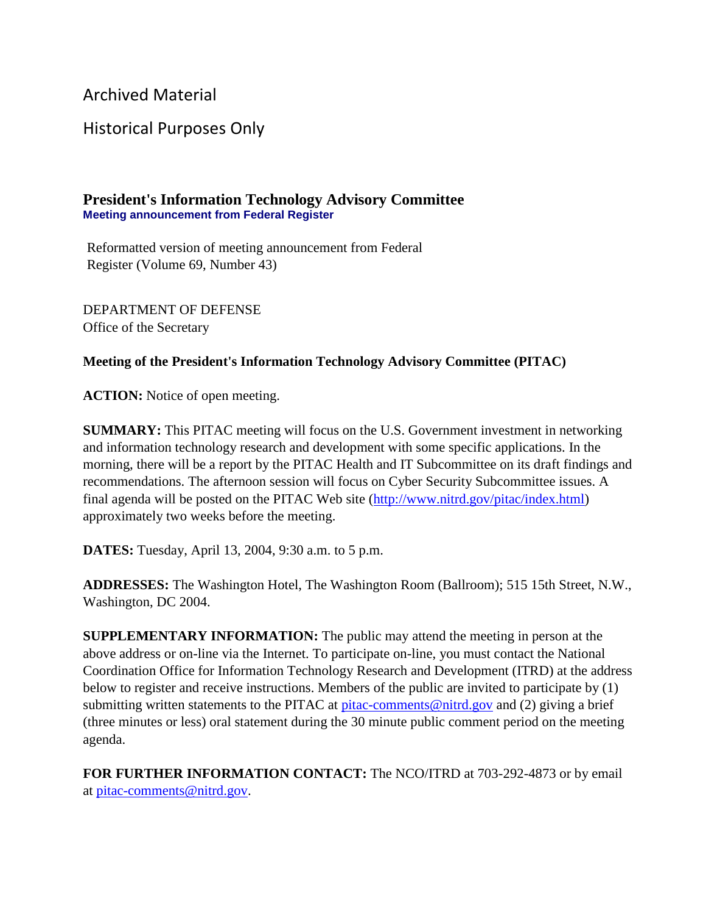Archived Material

Historical Purposes Only

# President's Information Technology Advisory Committee

**Meeting announcement from Federal Register**

Reformatted version of meeting announcement from Federal Register (Volume 69, Number 43)

DEPARTMENT OF DEFENSE
Office of the Secretary

**Meeting of the President's Information Technology Advisory Committee (PITAC)**

**ACTION:** Notice of open meeting.

**SUMMARY:** This PITAC meeting will focus on the U.S. Government investment in networking and information technology research and development with some specific applications. In the morning, there will be a report by the PITAC Health and IT Subcommittee on its draft findings and recommendations. The afternoon session will focus on Cyber Security Subcommittee issues. A final agenda will be posted on the PITAC Web site (http://www.nitrd.gov/pitac/index.html) approximately two weeks before the meeting.

**DATES:** Tuesday, April 13, 2004, 9:30 a.m. to 5 p.m.

**ADDRESSES:** The Washington Hotel, The Washington Room (Ballroom); 515 15th Street, N.W., Washington, DC 2004.

**SUPPLEMENTARY INFORMATION:** The public may attend the meeting in person at the above address or on-line via the Internet. To participate on-line, you must contact the National Coordination Office for Information Technology Research and Development (ITRD) at the address below to register and receive instructions. Members of the public are invited to participate by (1) submitting written statements to the PITAC at pitac-comments@nitrd.gov and (2) giving a brief (three minutes or less) oral statement during the 30 minute public comment period on the meeting agenda.

**FOR FURTHER INFORMATION CONTACT:** The NCO/ITRD at 703-292-4873 or by email at pitac-comments@nitrd.gov.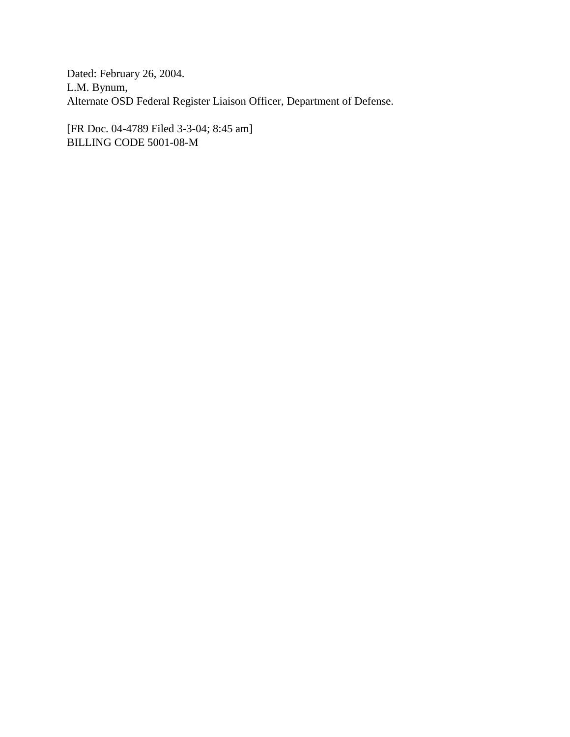Dated: February 26, 2004.
L.M. Bynum,
Alternate OSD Federal Register Liaison Officer, Department of Defense.

[FR Doc. 04-4789 Filed 3-3-04; 8:45 am]
BILLING CODE 5001-08-M